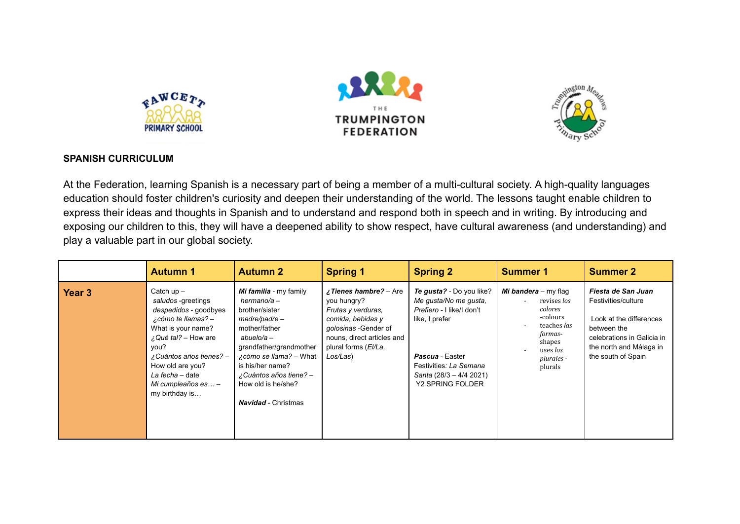**SPANISH CURRICULUM**

At the Federation, learning Spanish is a necessary part of being a member of a multi-cultural society. A high-quality languages education should foster children's curiosity and deepen their understanding of the world. The lessons taught enable children to express their ideas and thoughts in Spanish and to understand and respond both in speech and in writing. By introducing and exposing our children to this, they will have a deepened ability to show respect, have cultural awareness (and understanding) and play a valuable part in our global society.

| | **Autumn 1** | **Autumn 2** | **Spring 1** | **Spring 2** | **Summer 1** | **Summer 2** |
|---|---|---|---|---|---|---|
| **Year 3** | Catch up – *saludos* -greetings *despedidos* - goodbyes *¿cómo te llamas?* – What is your name? *¿Qué tal?* – How are you? *¿Cuántos años tienes?* – How old are you? *La fecha* – date *Mi cumpleaños es…* – my birthday is… | ***Mi familia*** - my family *hermano/a* – brother/sister *madre/padre* – mother/father *abuelo/a* – grandfather/grandmother *¿cómo se llama?* – What is his/her name? *¿Cuántos años tiene?* – How old is he/she? <br><br> ***Navidad*** - Christmas | ***¿Tienes hambre?*** – Are you hungry? *Frutas y verduras, comida, bebidas y golosinas* -Gender of nouns, direct articles and plural forms (*El/La, Los/Las*) | ***Te gusta?*** - Do you like? *Me gusta/No me gusta, Prefiero* - I like/I don't like, I prefer <br><br> ***Pascua*** - Easter Festivities*: La Semana Santa* (28/3 – 4/4 2021) Y2 SPRING FOLDER | ***Mi bandera*** – my flag <br> - revises *los colores* -colours <br> - teaches *las formas*- shapes <br> - uses *los plurales* - plurals | ***Fiesta de San Juan*** Festivities/culture <br><br> Look at the differences between the celebrations in Galicia in the north and Málaga in the south of Spain |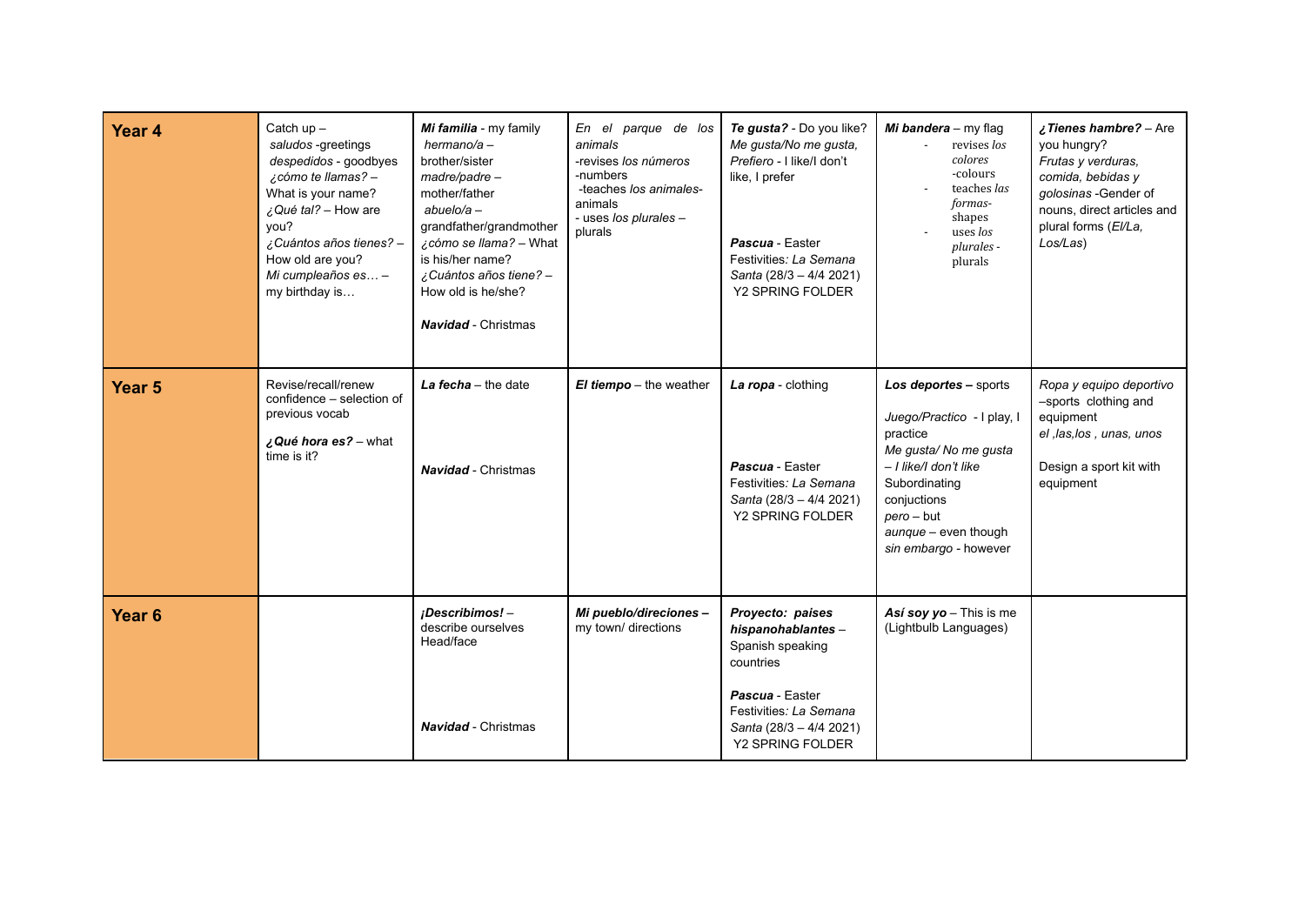| | | | | | | |
|---|---|---|---|---|---|---|
| **Year 4** | Catch up – *saludos* -greetings *despedidos* - goodbyes *¿cómo te llamas?* – What is your name? *¿Qué tal?* – How are you? *¿Cuántos años tienes?* – How old are you? *Mi cumpleaños es…* – my birthday is… | ***Mi familia*** - my family *hermano/a* – brother/sister *madre/padre* – mother/father *abuelo/a* – grandfather/grandmother *¿cómo se llama?* – What is his/her name? *¿Cuántos años tiene?* – How old is he/she? ***Navidad*** - Christmas | *En el parque de los animals* -revises *los números* -numbers -teaches *los animales*- animals - uses *los plurales* – plurals | ***Te gusta?*** - Do you like? *Me gusta/No me gusta, Prefiero* - I like/I don't like, I prefer ***Pascua*** - Easter Festivities*: La Semana Santa* (28/3 – 4/4 2021) Y2 SPRING FOLDER | ***Mi bandera*** – my flag - revises *los colores* -colours - teaches *las formas*- shapes - uses *los plurales* - plurals | ***¿Tienes hambre?*** – Are you hungry? *Frutas y verduras, comida, bebidas y golosinas* -Gender of nouns, direct articles and plural forms (*El/La, Los/Las*) |
| **Year 5** | Revise/recall/renew confidence – selection of previous vocab ***¿Qué hora es?*** – what time is it? | ***La fecha*** – the date ***Navidad*** - Christmas | ***El tiempo*** – the weather | ***La ropa*** - clothing ***Pascua*** - Easter Festivities*: La Semana Santa* (28/3 – 4/4 2021) Y2 SPRING FOLDER | ***Los deportes –*** sports *Juego/Practico* - I play, I practice *Me gusta/ No me gusta – I like/I don't like* Subordinating conjuctions *pero* – but *aunque* – even though *sin embargo* - however | *Ropa y equipo deportivo* –sports clothing and equipment *el ,las,los , unas, unos* Design a sport kit with equipment |
| **Year 6** | | ***¡Describimos!*** – describe ourselves Head/face ***Navidad*** - Christmas | ***Mi pueblo/direciones –*** my town/ directions | ***Proyecto: paises hispanohablantes*** – Spanish speaking countries ***Pascua*** - Easter Festivities*: La Semana Santa* (28/3 – 4/4 2021) Y2 SPRING FOLDER | ***Así soy yo*** – This is me (Lightbulb Languages) | |